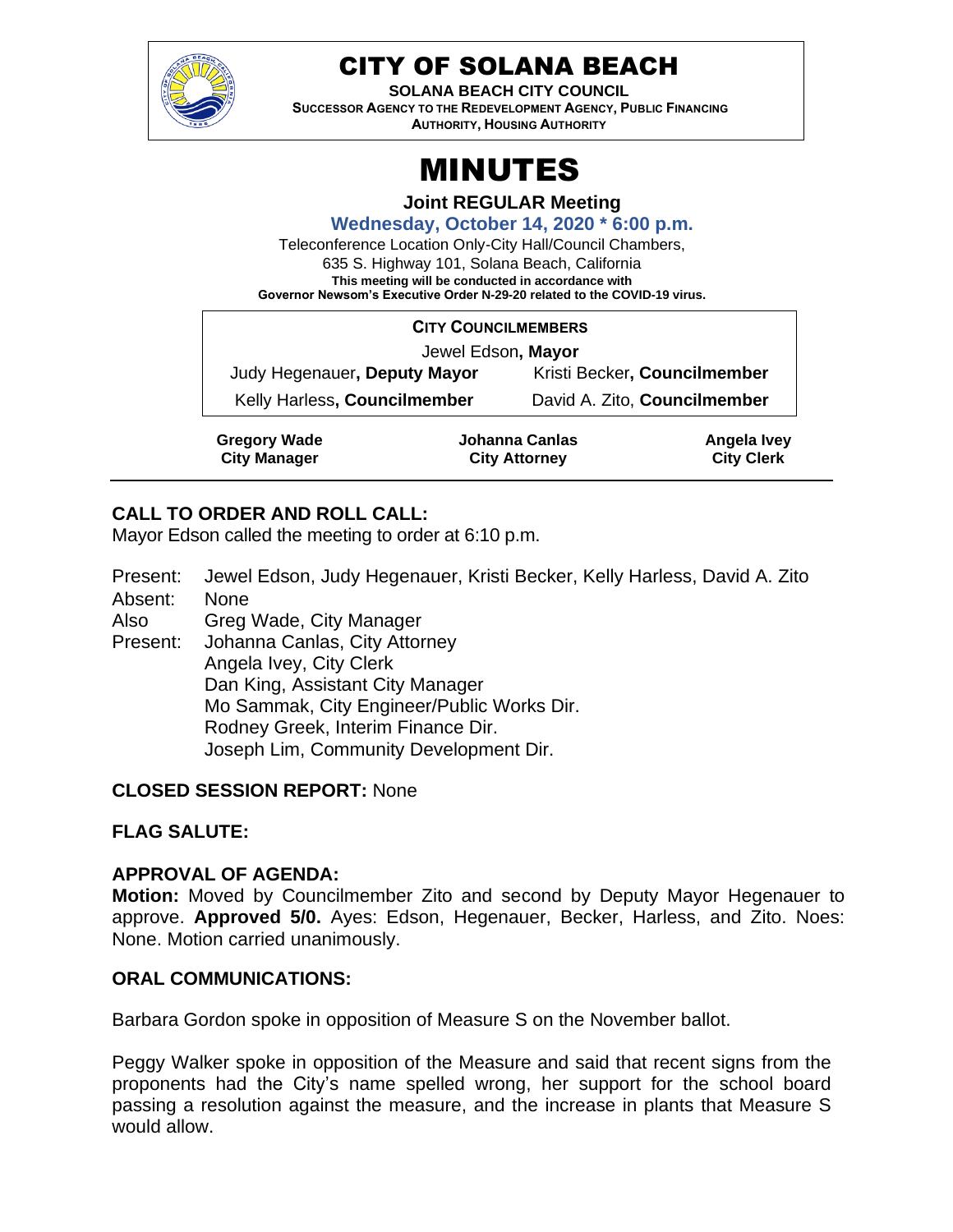# CITY OF SOLANA BEACH

**SOLANA BEACH CITY COUNCIL**
**SUCCESSOR AGENCY TO THE REDEVELOPMENT AGENCY, PUBLIC FINANCING AUTHORITY, HOUSING AUTHORITY**

# MINUTES

**Joint REGULAR Meeting**

**Wednesday, October 14, 2020 * 6:00 p.m.**

Teleconference Location Only-City Hall/Council Chambers,
635 S. Highway 101, Solana Beach, California
**This meeting will be conducted in accordance with Governor Newsom's Executive Order N-29-20 related to the COVID-19 virus.**

| CITY COUNCILMEMBERS | |
|---|---|
| Jewel Edson, **Mayor** | |
| Judy Hegenauer**, Deputy Mayor** | Kristi Becker**, Councilmember** |
| Kelly Harless**, Councilmember** | David A. Zito, **Councilmember** |

| | | |
|---|---|---|
| **Gregory Wade** **City Manager** | **Johanna Canlas** **City Attorney** | **Angela Ivey** **City Clerk** |

## CALL TO ORDER AND ROLL CALL:

Mayor Edson called the meeting to order at 6:10 p.m.

Present: Jewel Edson, Judy Hegenauer, Kristi Becker, Kelly Harless, David A. Zito
Absent: None
Also Present: Greg Wade, City Manager
Johanna Canlas, City Attorney
Angela Ivey, City Clerk
Dan King, Assistant City Manager
Mo Sammak, City Engineer/Public Works Dir.
Rodney Greek, Interim Finance Dir.
Joseph Lim, Community Development Dir.

## CLOSED SESSION REPORT: None

## FLAG SALUTE:

## APPROVAL OF AGENDA:

**Motion:** Moved by Councilmember Zito and second by Deputy Mayor Hegenauer to approve. **Approved 5/0.** Ayes: Edson, Hegenauer, Becker, Harless, and Zito. Noes: None. Motion carried unanimously.

## ORAL COMMUNICATIONS:

Barbara Gordon spoke in opposition of Measure S on the November ballot.

Peggy Walker spoke in opposition of the Measure and said that recent signs from the proponents had the City's name spelled wrong, her support for the school board passing a resolution against the measure, and the increase in plants that Measure S would allow.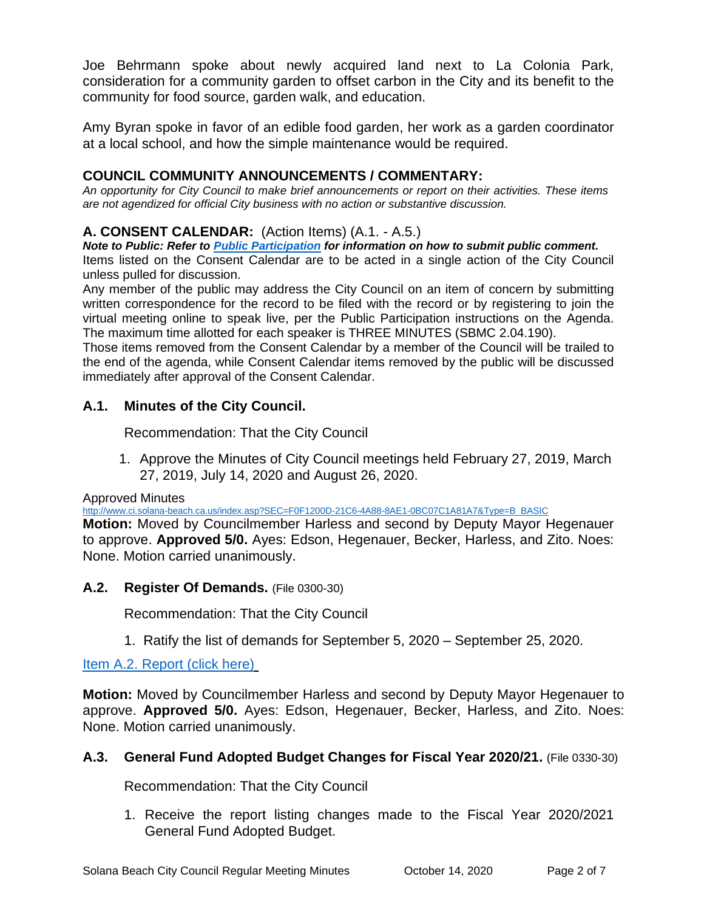Joe Behrmann spoke about newly acquired land next to La Colonia Park, consideration for a community garden to offset carbon in the City and its benefit to the community for food source, garden walk, and education.

Amy Byran spoke in favor of an edible food garden, her work as a garden coordinator at a local school, and how the simple maintenance would be required.

## COUNCIL COMMUNITY ANNOUNCEMENTS / COMMENTARY:

*An opportunity for City Council to make brief announcements or report on their activities. These items are not agendized for official City business with no action or substantive discussion.*

## A. CONSENT CALENDAR: (Action Items) (A.1. - A.5.)

***Note to Public: Refer to [Public Participation](#) for information on how to submit public comment.***
Items listed on the Consent Calendar are to be acted in a single action of the City Council unless pulled for discussion.
Any member of the public may address the City Council on an item of concern by submitting written correspondence for the record to be filed with the record or by registering to join the virtual meeting online to speak live, per the Public Participation instructions on the Agenda. The maximum time allotted for each speaker is THREE MINUTES (SBMC 2.04.190).
Those items removed from the Consent Calendar by a member of the Council will be trailed to the end of the agenda, while Consent Calendar items removed by the public will be discussed immediately after approval of the Consent Calendar.

### A.1. Minutes of the City Council.

Recommendation: That the City Council

1. Approve the Minutes of City Council meetings held February 27, 2019, March 27, 2019, July 14, 2020 and August 26, 2020.

Approved Minutes
http://www.ci.solana-beach.ca.us/index.asp?SEC=F0F1200D-21C6-4A88-8AE1-0BC07C1A81A7&Type=B_BASIC

**Motion:** Moved by Councilmember Harless and second by Deputy Mayor Hegenauer to approve. **Approved 5/0.** Ayes: Edson, Hegenauer, Becker, Harless, and Zito. Noes: None. Motion carried unanimously.

### A.2. Register Of Demands. (File 0300-30)

Recommendation: That the City Council

1. Ratify the list of demands for September 5, 2020 – September 25, 2020.

[Item A.2. Report (click here)](#)

**Motion:** Moved by Councilmember Harless and second by Deputy Mayor Hegenauer to approve. **Approved 5/0.** Ayes: Edson, Hegenauer, Becker, Harless, and Zito. Noes: None. Motion carried unanimously.

### A.3. General Fund Adopted Budget Changes for Fiscal Year 2020/21. (File 0330-30)

Recommendation: That the City Council

1. Receive the report listing changes made to the Fiscal Year 2020/2021 General Fund Adopted Budget.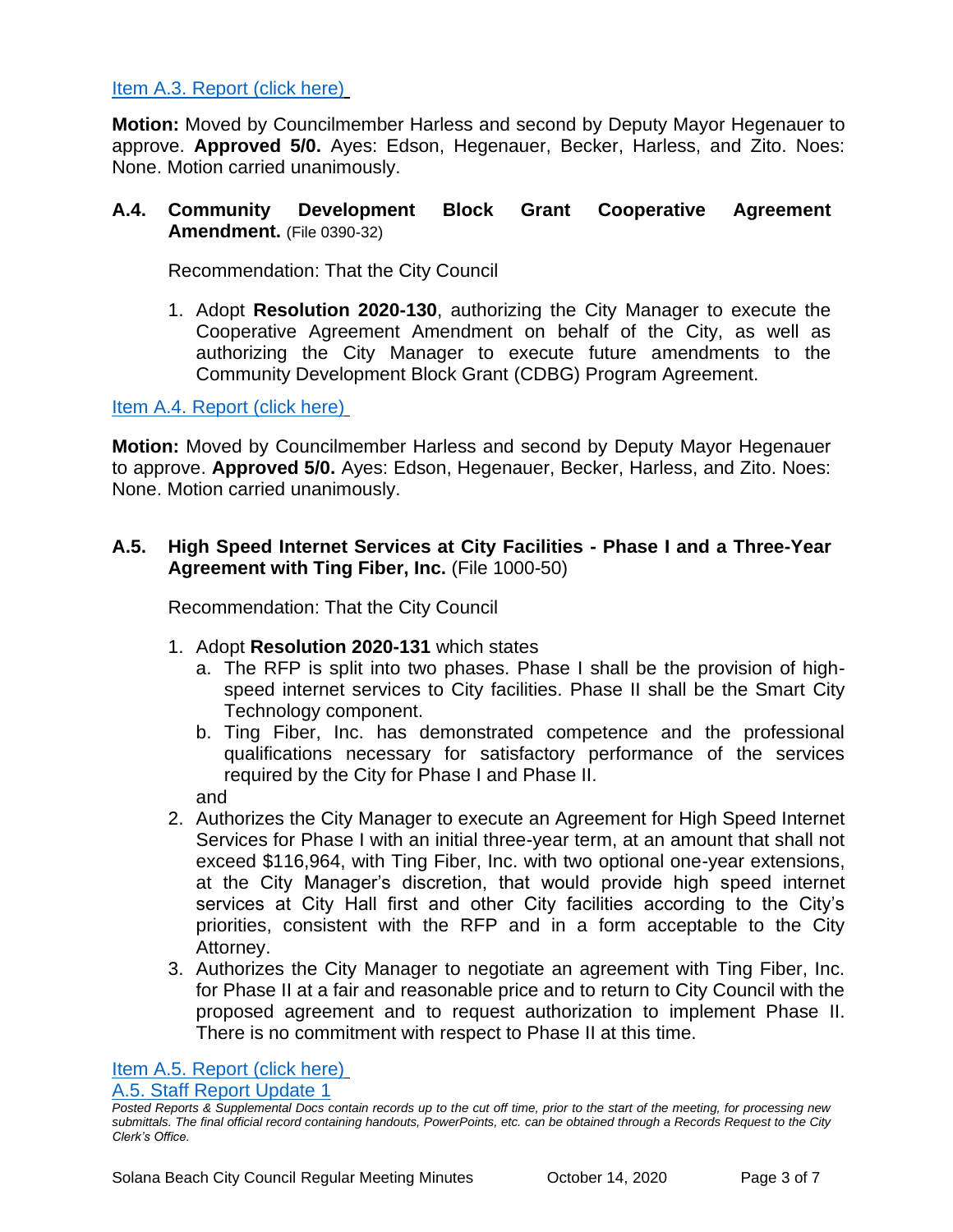[Item A.3. Report (click here)](#)

**Motion:** Moved by Councilmember Harless and second by Deputy Mayor Hegenauer to approve. **Approved 5/0.** Ayes: Edson, Hegenauer, Becker, Harless, and Zito. Noes: None. Motion carried unanimously.

### A.4. Community Development Block Grant Cooperative Agreement Amendment. (File 0390-32)

Recommendation: That the City Council

1. Adopt **Resolution 2020-130**, authorizing the City Manager to execute the Cooperative Agreement Amendment on behalf of the City, as well as authorizing the City Manager to execute future amendments to the Community Development Block Grant (CDBG) Program Agreement.

[Item A.4. Report (click here)](#)

**Motion:** Moved by Councilmember Harless and second by Deputy Mayor Hegenauer to approve. **Approved 5/0.** Ayes: Edson, Hegenauer, Becker, Harless, and Zito. Noes: None. Motion carried unanimously.

### A.5. High Speed Internet Services at City Facilities - Phase I and a Three-Year Agreement with Ting Fiber, Inc. (File 1000-50)

Recommendation: That the City Council

1. Adopt **Resolution 2020-131** which states
   a. The RFP is split into two phases. Phase I shall be the provision of high-speed internet services to City facilities. Phase II shall be the Smart City Technology component.
   b. Ting Fiber, Inc. has demonstrated competence and the professional qualifications necessary for satisfactory performance of the services required by the City for Phase I and Phase II.

   and
2. Authorizes the City Manager to execute an Agreement for High Speed Internet Services for Phase I with an initial three-year term, at an amount that shall not exceed $116,964, with Ting Fiber, Inc. with two optional one-year extensions, at the City Manager's discretion, that would provide high speed internet services at City Hall first and other City facilities according to the City's priorities, consistent with the RFP and in a form acceptable to the City Attorney.
3. Authorizes the City Manager to negotiate an agreement with Ting Fiber, Inc. for Phase II at a fair and reasonable price and to return to City Council with the proposed agreement and to request authorization to implement Phase II. There is no commitment with respect to Phase II at this time.

[Item A.5. Report (click here)](#)
[A.5. Staff Report Update 1](#)

*Posted Reports & Supplemental Docs contain records up to the cut off time, prior to the start of the meeting, for processing new submittals. The final official record containing handouts, PowerPoints, etc. can be obtained through a Records Request to the City Clerk's Office.*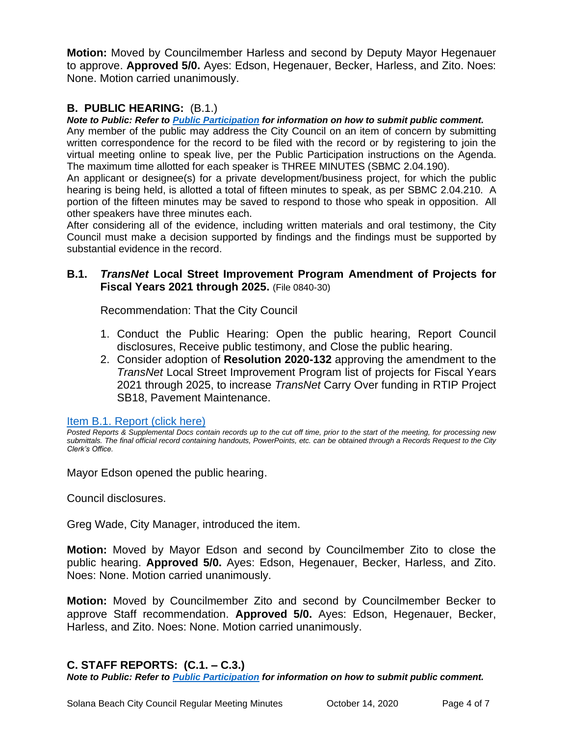**Motion:** Moved by Councilmember Harless and second by Deputy Mayor Hegenauer to approve. **Approved 5/0.** Ayes: Edson, Hegenauer, Becker, Harless, and Zito. Noes: None. Motion carried unanimously.

## B. PUBLIC HEARING: (B.1.)

***Note to Public: Refer to Public Participation for information on how to submit public comment.***

Any member of the public may address the City Council on an item of concern by submitting written correspondence for the record to be filed with the record or by registering to join the virtual meeting online to speak live, per the Public Participation instructions on the Agenda. The maximum time allotted for each speaker is THREE MINUTES (SBMC 2.04.190).

An applicant or designee(s) for a private development/business project, for which the public hearing is being held, is allotted a total of fifteen minutes to speak, as per SBMC 2.04.210. A portion of the fifteen minutes may be saved to respond to those who speak in opposition. All other speakers have three minutes each.

After considering all of the evidence, including written materials and oral testimony, the City Council must make a decision supported by findings and the findings must be supported by substantial evidence in the record.

### B.1. *TransNet* Local Street Improvement Program Amendment of Projects for Fiscal Years 2021 through 2025. (File 0840-30)

Recommendation: That the City Council

1. Conduct the Public Hearing: Open the public hearing, Report Council disclosures, Receive public testimony, and Close the public hearing.
2. Consider adoption of **Resolution 2020-132** approving the amendment to the *TransNet* Local Street Improvement Program list of projects for Fiscal Years 2021 through 2025, to increase *TransNet* Carry Over funding in RTIP Project SB18, Pavement Maintenance.

Item B.1. Report (click here)

*Posted Reports & Supplemental Docs contain records up to the cut off time, prior to the start of the meeting, for processing new submittals. The final official record containing handouts, PowerPoints, etc. can be obtained through a Records Request to the City Clerk's Office.*

Mayor Edson opened the public hearing.

Council disclosures.

Greg Wade, City Manager, introduced the item.

**Motion:** Moved by Mayor Edson and second by Councilmember Zito to close the public hearing. **Approved 5/0.** Ayes: Edson, Hegenauer, Becker, Harless, and Zito. Noes: None. Motion carried unanimously.

**Motion:** Moved by Councilmember Zito and second by Councilmember Becker to approve Staff recommendation. **Approved 5/0.** Ayes: Edson, Hegenauer, Becker, Harless, and Zito. Noes: None. Motion carried unanimously.

## C. STAFF REPORTS: (C.1. – C.3.)

***Note to Public: Refer to Public Participation for information on how to submit public comment.***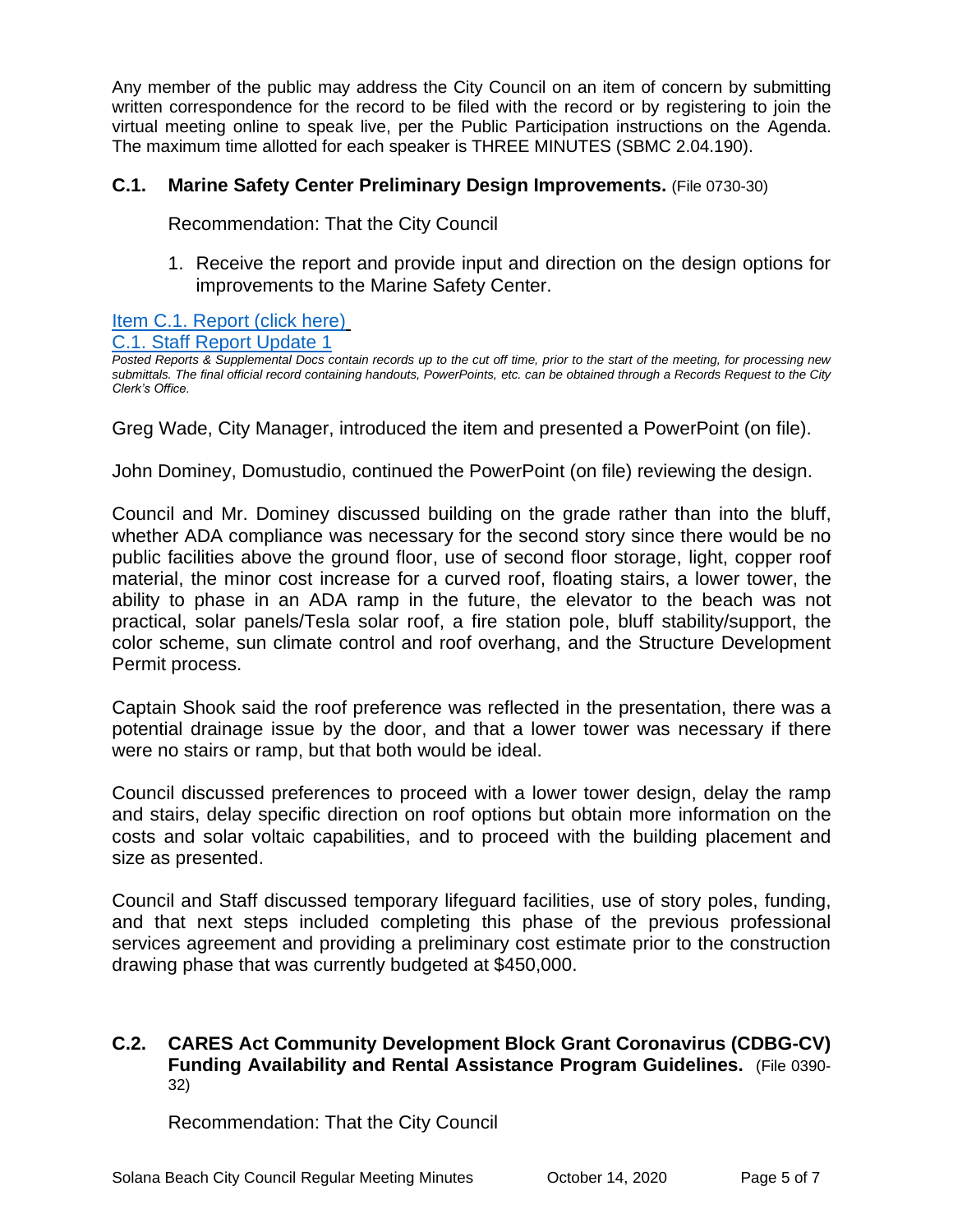Any member of the public may address the City Council on an item of concern by submitting written correspondence for the record to be filed with the record or by registering to join the virtual meeting online to speak live, per the Public Participation instructions on the Agenda. The maximum time allotted for each speaker is THREE MINUTES (SBMC 2.04.190).

### C.1. Marine Safety Center Preliminary Design Improvements. (File 0730-30)

Recommendation: That the City Council

1. Receive the report and provide input and direction on the design options for improvements to the Marine Safety Center.

[Item C.1. Report (click here)](#)
[C.1. Staff Report Update 1](#)

*Posted Reports & Supplemental Docs contain records up to the cut off time, prior to the start of the meeting, for processing new submittals. The final official record containing handouts, PowerPoints, etc. can be obtained through a Records Request to the City Clerk's Office.*

Greg Wade, City Manager, introduced the item and presented a PowerPoint (on file).

John Dominey, Domustudio, continued the PowerPoint (on file) reviewing the design.

Council and Mr. Dominey discussed building on the grade rather than into the bluff, whether ADA compliance was necessary for the second story since there would be no public facilities above the ground floor, use of second floor storage, light, copper roof material, the minor cost increase for a curved roof, floating stairs, a lower tower, the ability to phase in an ADA ramp in the future, the elevator to the beach was not practical, solar panels/Tesla solar roof, a fire station pole, bluff stability/support, the color scheme, sun climate control and roof overhang, and the Structure Development Permit process.

Captain Shook said the roof preference was reflected in the presentation, there was a potential drainage issue by the door, and that a lower tower was necessary if there were no stairs or ramp, but that both would be ideal.

Council discussed preferences to proceed with a lower tower design, delay the ramp and stairs, delay specific direction on roof options but obtain more information on the costs and solar voltaic capabilities, and to proceed with the building placement and size as presented.

Council and Staff discussed temporary lifeguard facilities, use of story poles, funding, and that next steps included completing this phase of the previous professional services agreement and providing a preliminary cost estimate prior to the construction drawing phase that was currently budgeted at $450,000.

### C.2. CARES Act Community Development Block Grant Coronavirus (CDBG-CV) Funding Availability and Rental Assistance Program Guidelines. (File 0390-32)

Recommendation: That the City Council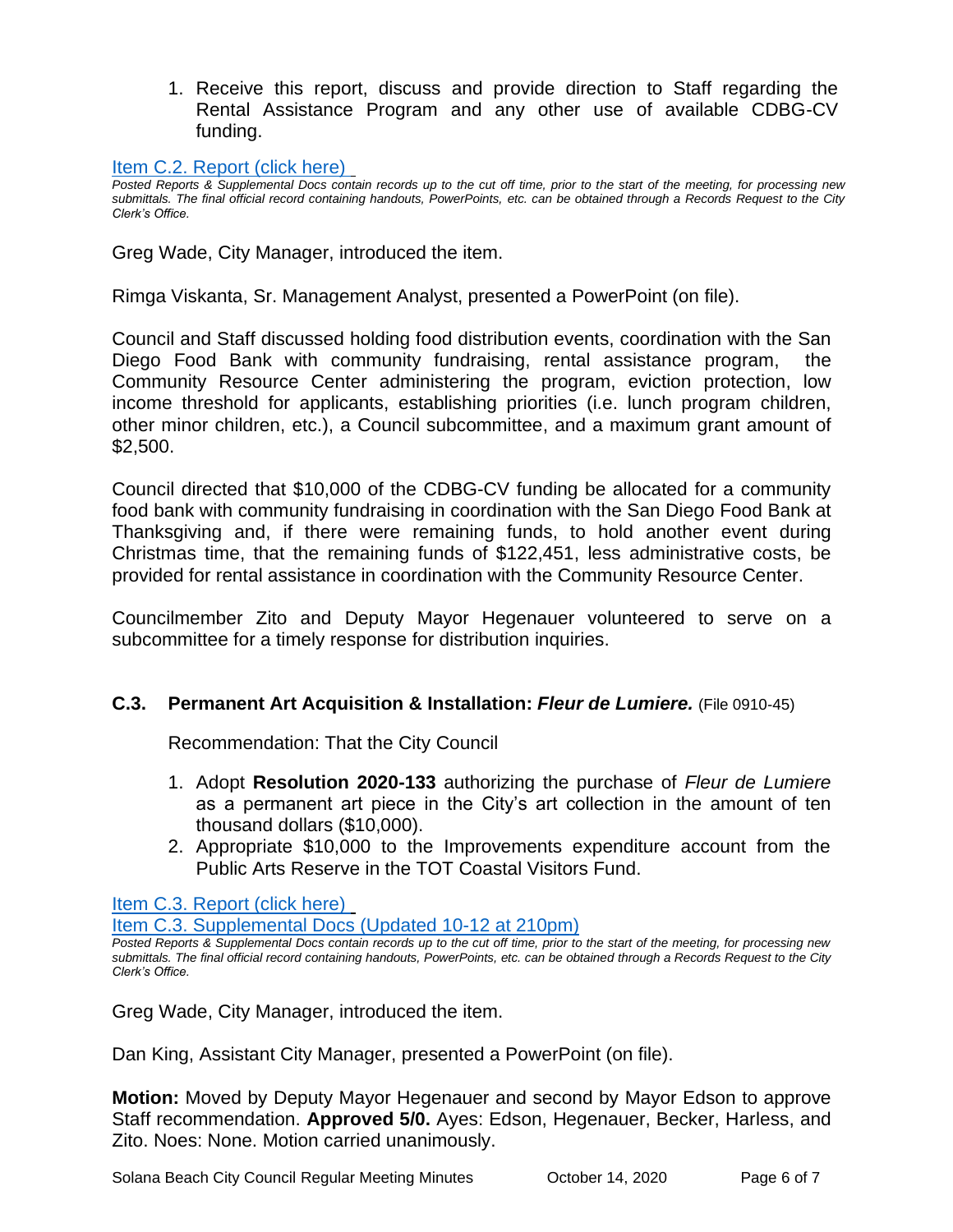1. Receive this report, discuss and provide direction to Staff regarding the Rental Assistance Program and any other use of available CDBG-CV funding.

[Item C.2. Report (click here)](#)

*Posted Reports & Supplemental Docs contain records up to the cut off time, prior to the start of the meeting, for processing new submittals. The final official record containing handouts, PowerPoints, etc. can be obtained through a Records Request to the City Clerk's Office.*

Greg Wade, City Manager, introduced the item.

Rimga Viskanta, Sr. Management Analyst, presented a PowerPoint (on file).

Council and Staff discussed holding food distribution events, coordination with the San Diego Food Bank with community fundraising, rental assistance program, the Community Resource Center administering the program, eviction protection, low income threshold for applicants, establishing priorities (i.e. lunch program children, other minor children, etc.), a Council subcommittee, and a maximum grant amount of $2,500.

Council directed that $10,000 of the CDBG-CV funding be allocated for a community food bank with community fundraising in coordination with the San Diego Food Bank at Thanksgiving and, if there were remaining funds, to hold another event during Christmas time, that the remaining funds of $122,451, less administrative costs, be provided for rental assistance in coordination with the Community Resource Center.

Councilmember Zito and Deputy Mayor Hegenauer volunteered to serve on a subcommittee for a timely response for distribution inquiries.

### C.3. Permanent Art Acquisition & Installation: *Fleur de Lumiere.* (File 0910-45)

Recommendation: That the City Council

1. Adopt **Resolution 2020-133** authorizing the purchase of *Fleur de Lumiere* as a permanent art piece in the City's art collection in the amount of ten thousand dollars ($10,000).
2. Appropriate $10,000 to the Improvements expenditure account from the Public Arts Reserve in the TOT Coastal Visitors Fund.

[Item C.3. Report (click here)](#)
[Item C.3. Supplemental Docs (Updated 10-12 at 210pm)](#)

*Posted Reports & Supplemental Docs contain records up to the cut off time, prior to the start of the meeting, for processing new submittals. The final official record containing handouts, PowerPoints, etc. can be obtained through a Records Request to the City Clerk's Office.*

Greg Wade, City Manager, introduced the item.

Dan King, Assistant City Manager, presented a PowerPoint (on file).

**Motion:** Moved by Deputy Mayor Hegenauer and second by Mayor Edson to approve Staff recommendation. **Approved 5/0.** Ayes: Edson, Hegenauer, Becker, Harless, and Zito. Noes: None. Motion carried unanimously.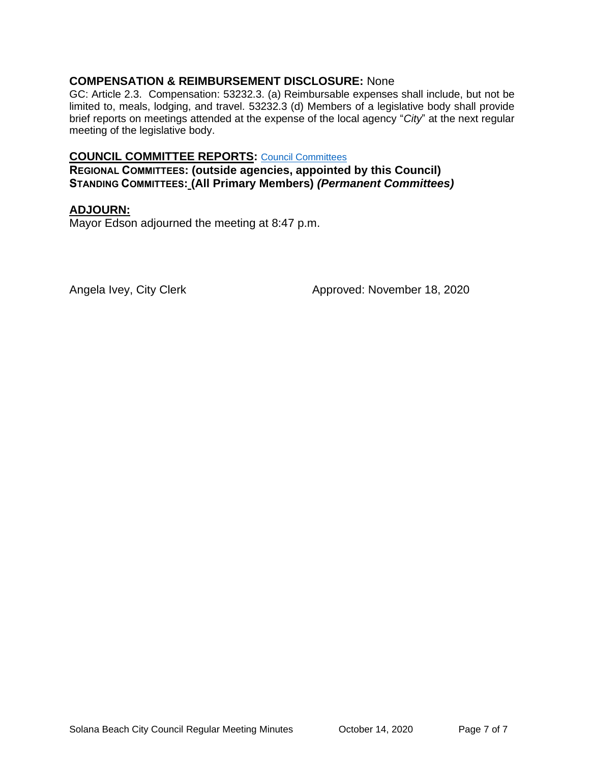## COMPENSATION & REIMBURSEMENT DISCLOSURE: None

GC: Article 2.3. Compensation: 53232.3. (a) Reimbursable expenses shall include, but not be limited to, meals, lodging, and travel. 53232.3 (d) Members of a legislative body shall provide brief reports on meetings attended at the expense of the local agency "*City*" at the next regular meeting of the legislative body.

## COUNCIL COMMITTEE REPORTS: [Council Committees]

**REGIONAL COMMITTEES: (outside agencies, appointed by this Council)**

**STANDING COMMITTEES: (All Primary Members)** ***(Permanent Committees)***

## ADJOURN:

Mayor Edson adjourned the meeting at 8:47 p.m.

Angela Ivey, City Clerk

Approved: November 18, 2020